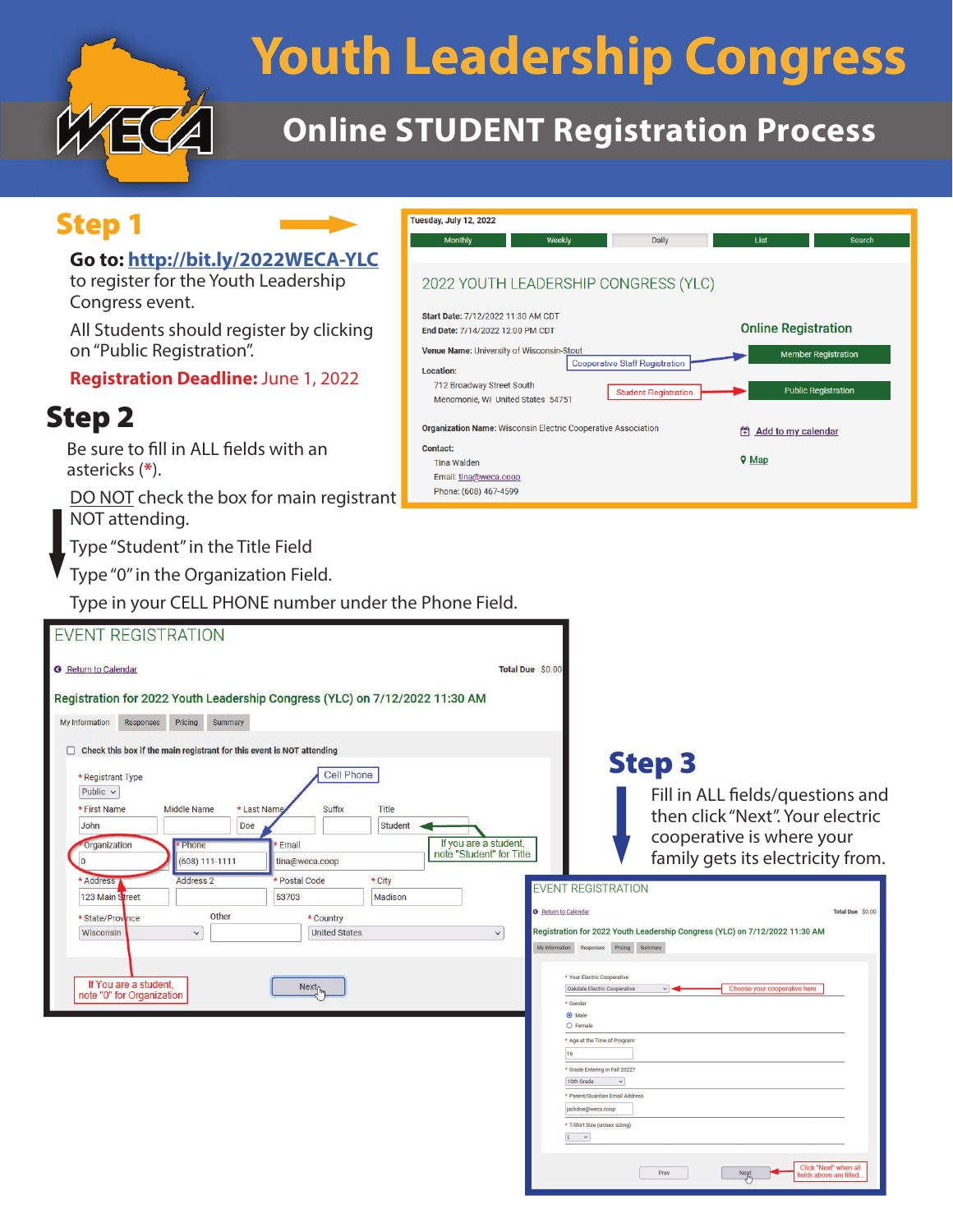# Youth Leadership Congress

## Online STUDENT Registration Process

## Step 1

**Go to: http://bit.ly/2022WECA-YLC** to register for the Youth Leadership Congress event.

All Students should register by clicking on "Public Registration".

**Registration Deadline:** June 1, 2022

Tuesday, July 12, 2022

Monthly | Weekly | Daily | List | Search

2022 YOUTH LEADERSHIP CONGRESS (YLC)

**Start Date:** 7/12/2022 11:30 AM CDT
**End Date:** 7/14/2022 12:00 PM CDT

**Venue Name:** University of Wisconsin-Stout

**Location:**
712 Broadway Street South
Menomonie, WI United States 54751

**Organization Name:** Wisconsin Electric Cooperative Association

**Contact:**
Tina Walden
Email: tina@weca.coop
Phone: (608) 467-4599

Online Registration

Cooperative Staff Registration → Member Registration

Student Registration → Public Registration

Add to my calendar

Map

## Step 2

Be sure to fill in ALL fields with an asterisks (*).

DO NOT check the box for main registrant NOT attending.

Type "Student" in the Title Field

Type "0" in the Organization Field.

Type in your CELL PHONE number under the Phone Field.

EVENT REGISTRATION

Return to Calendar — Total Due $0.00

Registration for 2022 Youth Leadership Congress (YLC) on 7/12/2022 11:30 AM

My Information | Responses | Pricing | Summary

Check this box if the main registrant for this event is NOT attending

* Registrant Type: Public
* First Name: John | Middle Name | * Last Name: Doe | Suffix | Title: Student
Organization: 0 | * Phone: (608) 111-1111 | * Email: tina@weca.coop
* Address: 123 Main Street | Address 2 | * Postal Code: 53703 | * City: Madison
* State/Province: Wisconsin | Other | * Country: United States

Cell Phone

If you are a student, note "Student" for Title

If You are a student, note "0" for Organization

Next

## Step 3

Fill in ALL fields/questions and then click "Next". Your electric cooperative is where your family gets its electricity from.

EVENT REGISTRATION

Return to Calendar — Total Due $0.00

Registration for 2022 Youth Leadership Congress (YLC) on 7/12/2022 11:30 AM

My Information | Responses | Pricing | Summary

* Your Electric Cooperative: Oakdale Electric Cooperative — Choose your cooperative here
* Gender: Male / Female
* Age at the Time of Program: 16
* Grade Entering in Fall 2022?: 10th Grade
* Parent/Guardian Email Address: jackdoe@weca.coop
* T-Shirt Size (unisex sizing): L

Prev | Next — Click "Next" when all fields above are filled...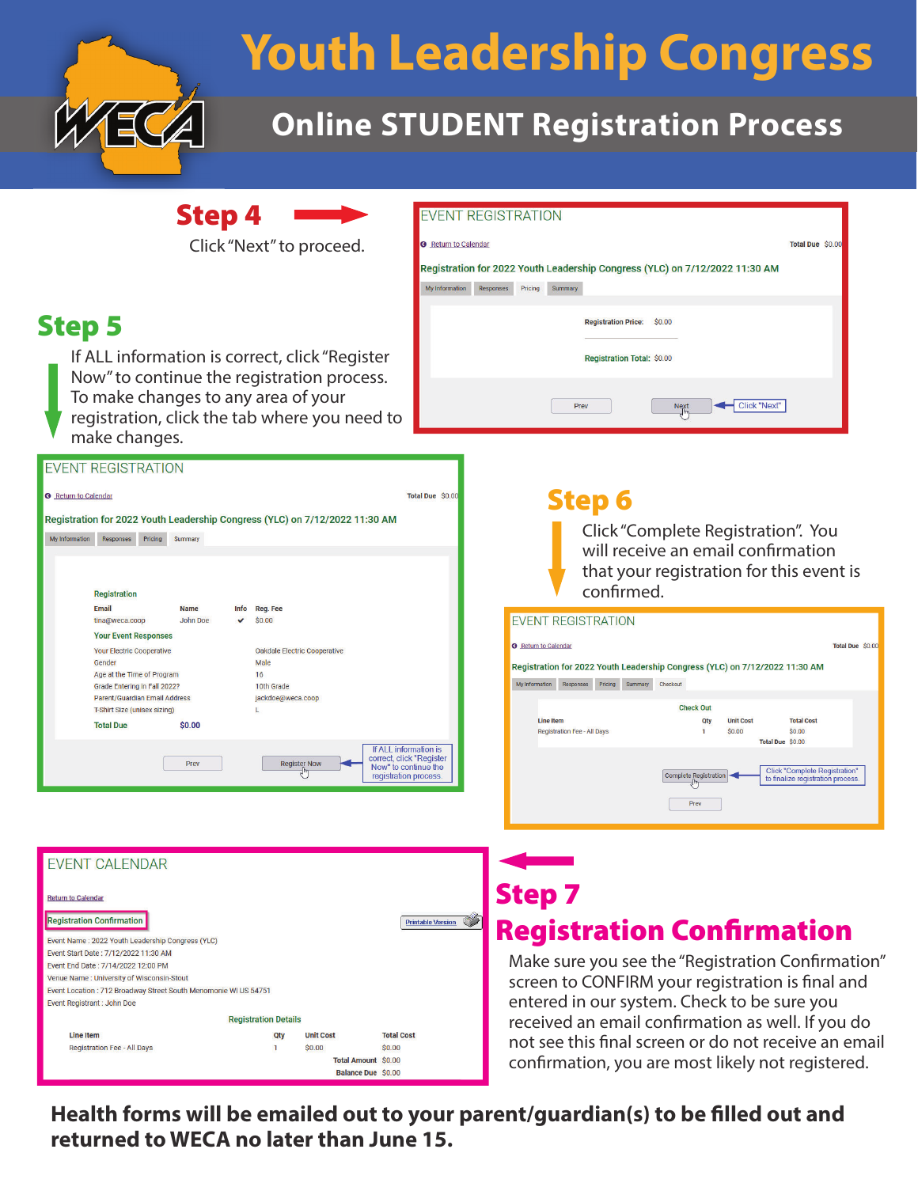# Youth Leadership Congress

## Online STUDENT Registration Process

## Step 4

Click "Next" to proceed.

EVENT REGISTRATION

Return to Calendar

Total Due $0.00

Registration for 2022 Youth Leadership Congress (YLC) on 7/12/2022 11:30 AM

My Information | Responses | Pricing | Summary

Registration Price: $0.00

Registration Total: $0.00

Prev | Next

Click "Next"

## Step 5

If ALL information is correct, click "Register Now" to continue the registration process. To make changes to any area of your registration, click the tab where you need to make changes.

EVENT REGISTRATION

Return to Calendar

Total Due $0.00

Registration for 2022 Youth Leadership Congress (YLC) on 7/12/2022 11:30 AM

My Information | Responses | Pricing | Summary

Registration

| Email | Name | Info | Reg. Fee |
|---|---|---|---|
| tina@weca.coop | John Doe | ✔ | $0.00 |

Your Event Responses

| | |
|---|---|
| Your Electric Cooperative | Oakdale Electric Cooperative |
| Gender | Male |
| Age at the Time of Program | 16 |
| Grade Entering in Fall 2022? | 10th Grade |
| Parent/Guardian Email Address | jackdoe@weca.coop |
| T-Shirt Size (unisex sizing) | L |

Total Due $0.00

Prev | Register Now

If ALL information is correct, click "Register Now" to continue the registration process.

## Step 6

Click "Complete Registration". You will receive an email confirmation that your registration for this event is confirmed.

EVENT REGISTRATION

Return to Calendar

Total Due $0.00

Registration for 2022 Youth Leadership Congress (YLC) on 7/12/2022 11:30 AM

My Information | Responses | Pricing | Summary | Checkout

Check Out

| Line Item | Qty | Unit Cost | Total Cost |
|---|---|---|---|
| Registration Fee - All Days | 1 | $0.00 | $0.00 |
| | | Total Due | $0.00 |

Complete Registration

Click "Complete Registration" to finalize registration process.

Prev

EVENT CALENDAR

Return to Calendar

Registration Confirmation

Printable Version

Event Name : 2022 Youth Leadership Congress (YLC)
Event Start Date : 7/12/2022 11:30 AM
Event End Date : 7/14/2022 12:00 PM
Venue Name : University of Wisconsin-Stout
Event Location : 712 Broadway Street South Menomonie WI US 54751
Event Registrant : John Doe

Registration Details

| Line Item | Qty | Unit Cost | Total Cost |
|---|---|---|---|
| Registration Fee - All Days | 1 | $0.00 | $0.00 |
| | | Total Amount | $0.00 |
| | | Balance Due | $0.00 |

## Step 7

## Registration Confirmation

Make sure you see the "Registration Confirmation" screen to CONFIRM your registration is final and entered in our system. Check to be sure you received an email confirmation as well. If you do not see this final screen or do not receive an email confirmation, you are most likely not registered.

**Health forms will be emailed out to your parent/guardian(s) to be filled out and returned to WECA no later than June 15.**